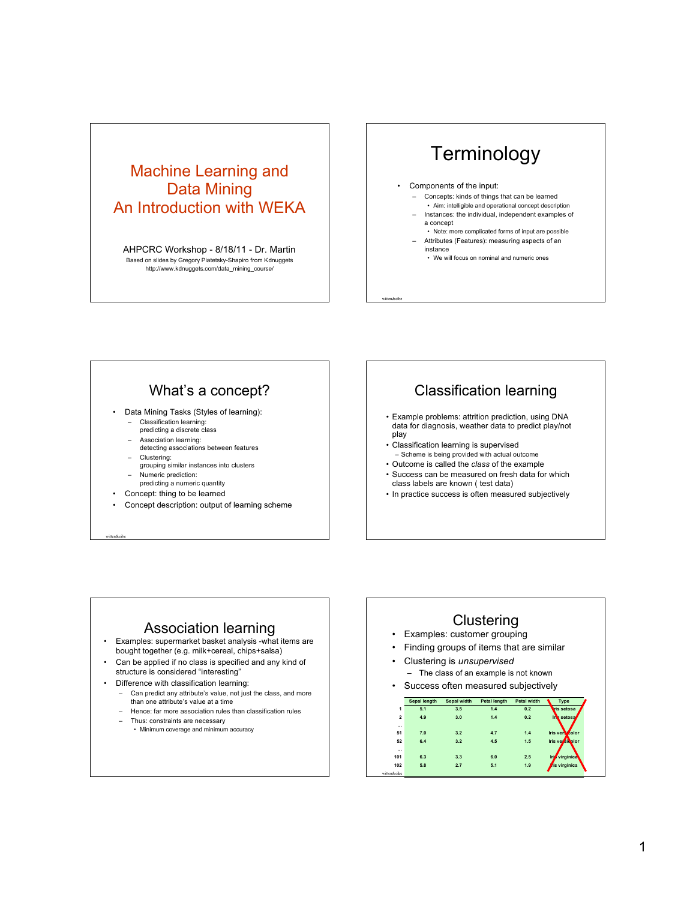# Machine Learning and Data Mining An Introduction with WEKA

AHPCRC Workshop - 8/18/11 - Dr. Martin

Based on slides by Gregory Piatetsky-Shapiro from Kdnuggets
http://www.kdnuggets.com/data_mining_course/

## Terminology

- Components of the input:
  - Concepts: kinds of things that can be learned
    - Aim: intelligible and operational concept description
  - Instances: the individual, independent examples of a concept
    - Note: more complicated forms of input are possible
  - Attributes (Features): measuring aspects of an instance
    - We will focus on nominal and numeric ones

witten&eibe

## What's a concept?

- Data Mining Tasks (Styles of learning):
  - Classification learning:
    predicting a discrete class
  - Association learning:
    detecting associations between features
  - Clustering:
    grouping similar instances into clusters
  - Numeric prediction:
    predicting a numeric quantity
- Concept: thing to be learned
- Concept description: output of learning scheme

witten&eibe

## Classification learning

- Example problems: attrition prediction, using DNA data for diagnosis, weather data to predict play/not play
- Classification learning is supervised
  - Scheme is being provided with actual outcome
- Outcome is called the *class* of the example
- Success can be measured on fresh data for which class labels are known ( test data)
- In practice success is often measured subjectively

## Association learning

- Examples: supermarket basket analysis -what items are bought together (e.g. milk+cereal, chips+salsa)
- Can be applied if no class is specified and any kind of structure is considered "interesting"
- Difference with classification learning:
  - Can predict any attribute's value, not just the class, and more than one attribute's value at a time
  - Hence: far more association rules than classification rules
  - Thus: constraints are necessary
    - Minimum coverage and minimum accuracy

## Clustering

- Examples: customer grouping
- Finding groups of items that are similar
- Clustering is *unsupervised*
  - The class of an example is not known
- Success often measured subjectively

| | Sepal length | Sepal width | Petal length | Petal width | Type |
|---|---|---|---|---|---|
| 1 | 5.1 | 3.5 | 1.4 | 0.2 | Iris setosa |
| 2 | 4.9 | 3.0 | 1.4 | 0.2 | Iris setosa |
| … | | | | | |
| 51 | 7.0 | 3.2 | 4.7 | 1.4 | Iris versicolor |
| 52 | 6.4 | 3.2 | 4.5 | 1.5 | Iris versicolor |
| … | | | | | |
| 101 | 6.3 | 3.3 | 6.0 | 2.5 | Iris virginica |
| 102 | 5.8 | 2.7 | 5.1 | 1.9 | Iris virginica |

witten&eibe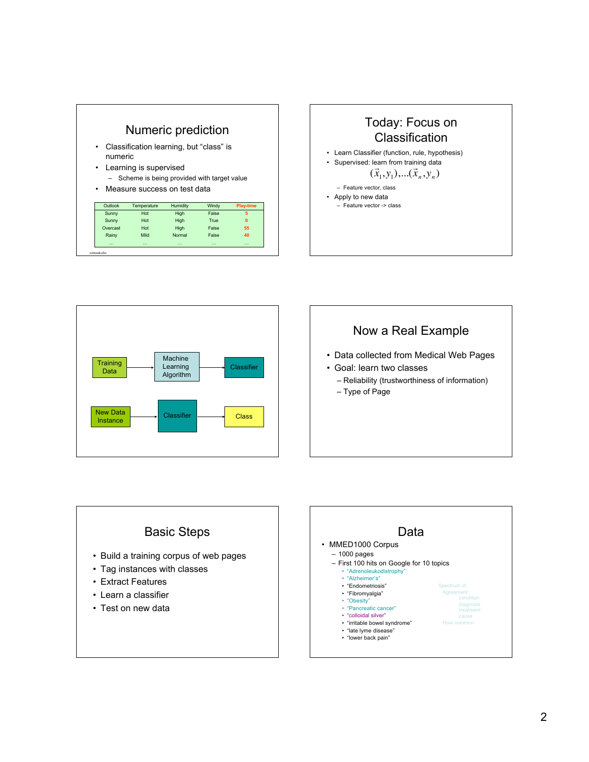## Numeric prediction

- Classification learning, but "class" is numeric
- Learning is supervised
  - Scheme is being provided with target value
- Measure success on test data

| Outlook | Temperature | Humidity | Windy | Play-time |
|---|---|---|---|---|
| Sunny | Hot | High | False | 5 |
| Sunny | Hot | High | True | 0 |
| Overcast | Hot | High | False | 55 |
| Rainy | Mild | Normal | False | 40 |
| … | … | … | … | … |

witten&eibe

## Today: Focus on Classification

- Learn Classifier (function, rule, hypothesis)
- Supervised: learn from training data

$$(\vec{x}_1, y_1), \ldots (\vec{x}_n, y_n)$$

  - Feature vector, class
- Apply to new data
  - Feature vector -> class

---

Training Data → Machine Learning Algorithm → Classifier

New Data Instance → Classifier → Class

## Now a Real Example

- Data collected from Medical Web Pages
- Goal: learn two classes
  - Reliability (trustworthiness of information)
  - Type of Page

## Basic Steps

- Build a training corpus of web pages
- Tag instances with classes
- Extract Features
- Learn a classifier
- Test on new data

## Data

- MMED1000 Corpus
  - 1000 pages
  - First 100 hits on Google for 10 topics
    - "Adrenoleukodistrophy"
    - "Alzheimer's"
    - "Endometriosis"
    - "Fibromyalgia"
    - "Obesity"
    - "Pancreatic cancer"
    - "colloidal silver"
    - "irritable bowel syndrome"
    - "late lyme disease"
    - "lower back pain"

Spectrum of:
Agreement
condition
diagnosis
treatment
cause
How common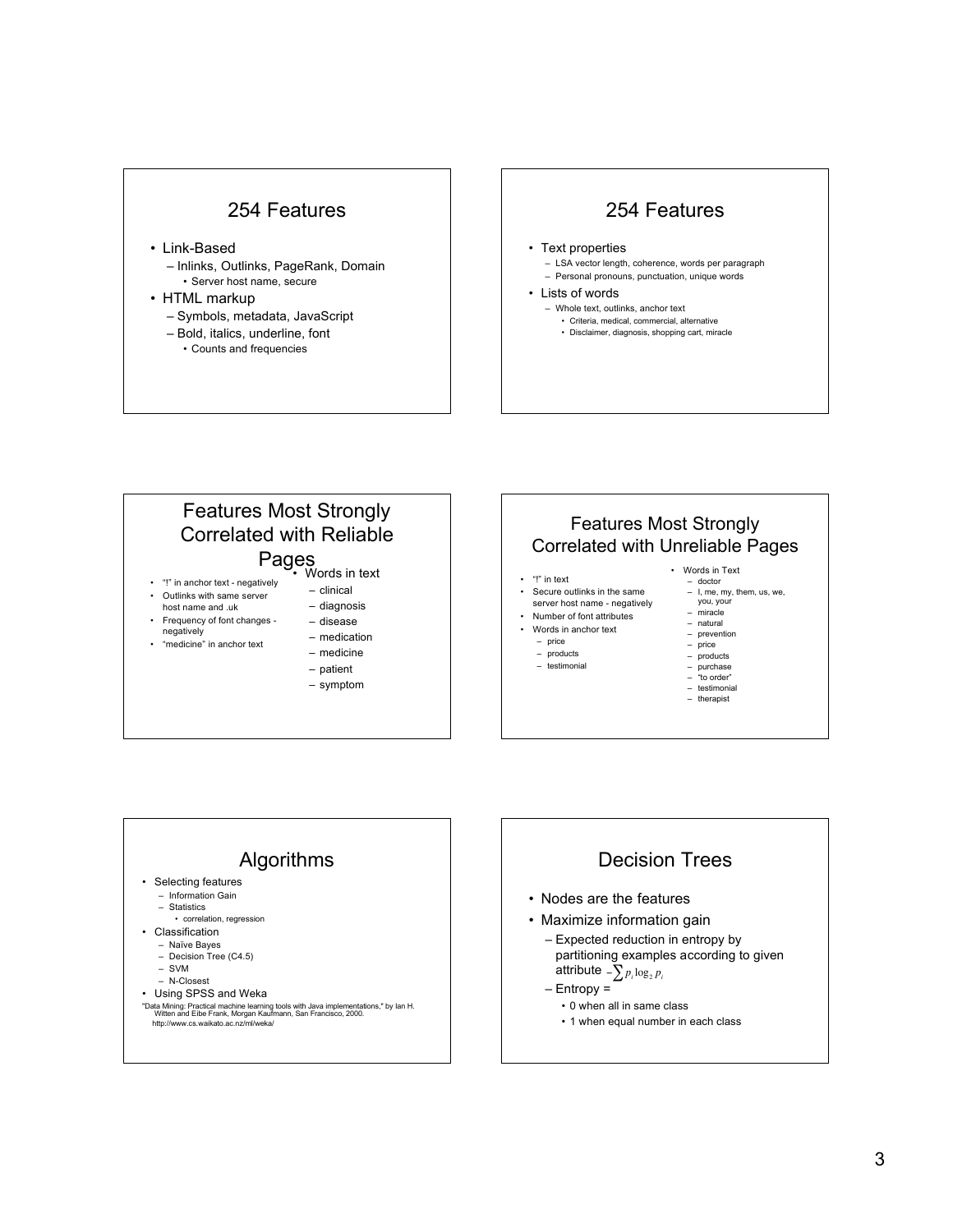## 254 Features

- Link-Based
  - Inlinks, Outlinks, PageRank, Domain
    - Server host name, secure
- HTML markup
  - Symbols, metadata, JavaScript
  - Bold, italics, underline, font
    - Counts and frequencies

## 254 Features

- Text properties
  - LSA vector length, coherence, words per paragraph
  - Personal pronouns, punctuation, unique words
- Lists of words
  - Whole text, outlinks, anchor text
    - Criteria, medical, commercial, alternative
    - Disclaimer, diagnosis, shopping cart, miracle

## Features Most Strongly Correlated with Reliable Pages

- "!" in anchor text - negatively
- Outlinks with same server host name and .uk
- Frequency of font changes - negatively
- "medicine" in anchor text
- Words in text
  - clinical
  - diagnosis
  - disease
  - medication
  - medicine
  - patient
  - symptom

## Features Most Strongly Correlated with Unreliable Pages

- "!" in text
- Secure outlinks in the same server host name - negatively
- Number of font attributes
- Words in anchor text
  - price
  - products
  - testimonial
- Words in Text
  - doctor
  - I, me, my, them, us, we, you, your
  - miracle
  - natural
  - prevention
  - price
  - products
  - purchase
  - "to order"
  - testimonial
  - therapist

## Algorithms

- Selecting features
  - Information Gain
  - Statistics
    - correlation, regression
- Classification
  - Naïve Bayes
  - Decision Tree (C4.5)
  - SVM
  - N-Closest
- Using SPSS and Weka

"Data Mining: Practical machine learning tools with Java implementations," by Ian H. Witten and Eibe Frank, Morgan Kaufmann, San Francisco, 2000. http://www.cs.waikato.ac.nz/ml/weka/

## Decision Trees

- Nodes are the features
- Maximize information gain
  - Expected reduction in entropy by partitioning examples according to given attribute
  - Entropy = $-\sum p_i \log_2 p_i$
    - 0 when all in same class
    - 1 when equal number in each class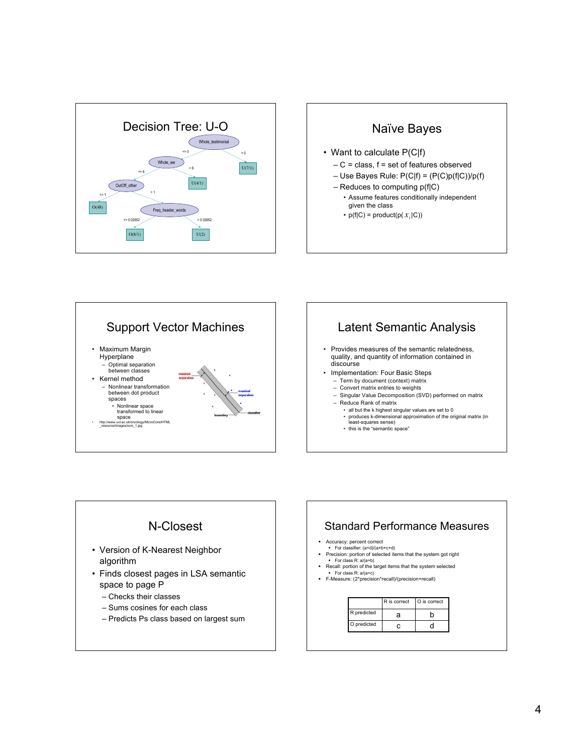## Decision Tree: U-O

- Whole_testimonial
  - <= 0: Whole_we
    - <= 6: OutOff_other
      - <= 1: O(48)
      - > 1: Freq_header_words
        - <= 0.02652: O(8/1)
        - > 0.02652: U(2)
    - > 6: U(4/1)
  - > 0: U(7/1)

## Naïve Bayes

- Want to calculate P(C|f)
  - C = class, f = set of features observed
  - Use Bayes Rule: P(C|f) = (P(C)p(f|C))/p(f)
  - Reduces to computing p(f|C)
    - Assume features conditionally independent given the class
    - p(f|C) = product(p($x_i$|C))

## Support Vector Machines

- Maximum Margin Hyperplane
  - Optimal separation between classes
- Kernel method
  - Nonlinear transformation between dot product spaces
    - Nonlinear space transformed to linear space
- http://www.ucl.ac.uk/oncology/MicroCore/HTML_resource/images/svm_1.jpg

Figure labels: maximal separation, maximal separation, boundary, classifier

## Latent Semantic Analysis

- Provides measures of the semantic relatedness, quality, and quantity of information contained in discourse
- Implementation: Four Basic Steps
  - Term by document (context) matrix
  - Convert matrix entries to weights
  - Singular Value Decomposition (SVD) performed on matrix
  - Reduce Rank of matrix
    - all but the k highest singular values are set to 0
    - produces k-dimensional approximation of the original matrix (in least-squares sense)
    - this is the "semantic space"

## N-Closest

- Version of K-Nearest Neighbor algorithm
- Finds closest pages in LSA semantic space to page P
  - Checks their classes
  - Sums cosines for each class
  - Predicts Ps class based on largest sum

## Standard Performance Measures

- Accuracy: percent correct
  - For classifier: (a+d)/(a+b+c+d)
- Precision: portion of selected items that the system got right
  - For class R: a/(a+b)
- Recall: portion of the target items that the system selected
  - For class R: a/(a+c)
- F-Measure: (2\*precision\*recall)/(precision+recall)

| | R is correct | O is correct |
|---|---|---|
| R predicted | a | b |
| O predicted | c | d |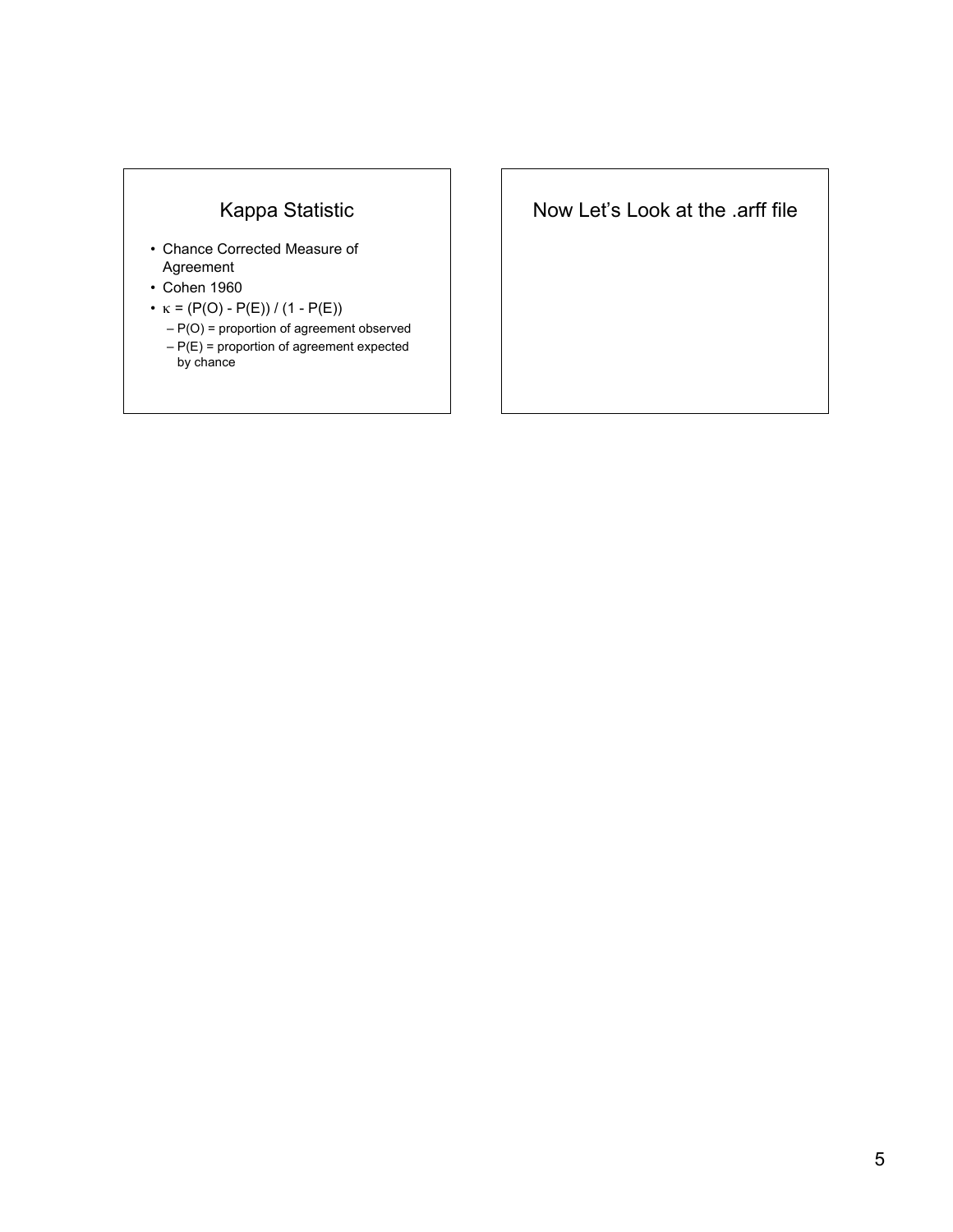## Kappa Statistic

- Chance Corrected Measure of Agreement
- Cohen 1960
- $\kappa = (P(O) - P(E)) / (1 - P(E))$
  - $P(O)$ = proportion of agreement observed
  - $P(E)$ = proportion of agreement expected by chance

## Now Let's Look at the .arff file